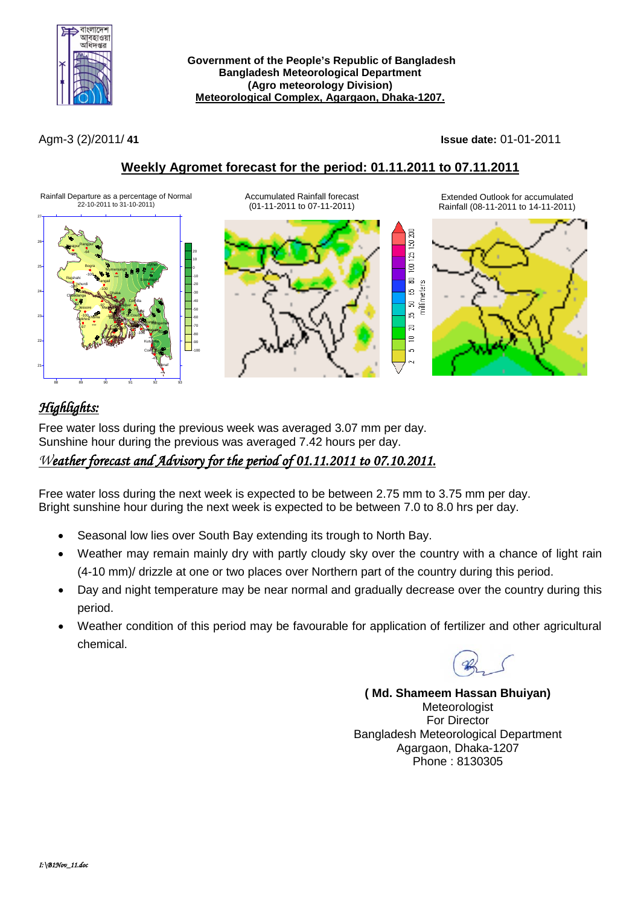**Government of the People's Republic of Bangladesh**
**Bangladesh Meteorological Department**
**(Agro meteorology Division)**
**Meteorological Complex, Agargaon, Dhaka-1207.**

Agm-3 (2)/2011/ **41** **Issue date:** 01-01-2011

## Weekly Agromet forecast for the period: 01.11.2011 to 07.11.2011

Rainfall Departure as a percentage of Normal 22-10-2011 to 31-10-2011)

Accumulated Rainfall forecast (01-11-2011 to 07-11-2011)

Extended Outlook for accumulated Rainfall (08-11-2011 to 14-11-2011)

## *Highlights:*

Free water loss during the previous week was averaged 3.07 mm per day.
Sunshine hour during the previous week was averaged 7.42 hours per day.

### *Weather forecast and Advisory for the period of 01.11.2011 to 07.10.2011.*

Free water loss during the next week is expected to be between 2.75 mm to 3.75 mm per day.
Bright sunshine hour during the next week is expected to be between 7.0 to 8.0 hrs per day.

- Seasonal low lies over South Bay extending its trough to North Bay.
- Weather may remain mainly dry with partly cloudy sky over the country with a chance of light rain (4-10 mm)/ drizzle at one or two places over Northern part of the country during this period.
- Day and night temperature may be near normal and gradually decrease over the country during this period.
- Weather condition of this period may be favourable for application of fertilizer and other agricultural chemical.

**( Md. Shameem Hassan Bhuiyan)**
Meteorologist
For Director
Bangladesh Meteorological Department
Agargaon, Dhaka-1207
Phone : 8130305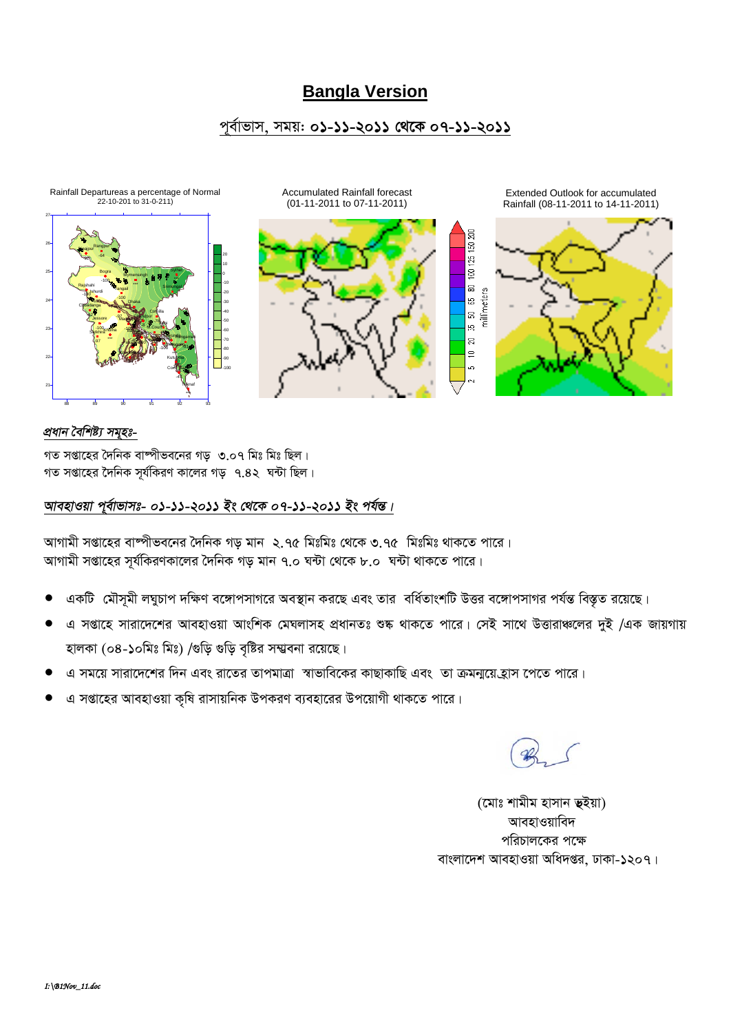# Bangla Version

## পূর্বাভাস, সময়: ০১-১১-২০১১ থেকে ০৭-১১-২০১১

Rainfall Departureas a percentage of Normal
22-10-201 to 31-0-211)

Accumulated Rainfall forecast
(01-11-2011 to 07-11-2011)

Extended Outlook for accumulated
Rainfall (08-11-2011 to 14-11-2011)

*প্রধান বৈশিষ্ট্য সমূহঃ-*

গত সপ্তাহের দৈনিক বাষ্পীভবনের গড় ৩.০৭ মিঃ মিঃ ছিল।
গত সপ্তাহের দৈনিক সূর্যকিরণ কালের গড় ৭.৪২ ঘন্টা ছিল।

*আবহাওয়া পূর্বাভাসঃ- ০১-১১-২০১১ ইং থেকে ০৭-১১-২০১১ ইং পর্যন্ত।*

আগামী সপ্তাহের বাষ্পীভবনের দৈনিক গড় মান ২.৭৫ মিঃমিঃ থেকে ৩.৭৫ মিঃমিঃ থাকতে পারে।
আগামী সপ্তাহের সূর্যকিরণকালের দৈনিক গড় মান ৭.০ ঘন্টা থেকে ৮.০ ঘন্টা থাকতে পারে।

- একটি মৌসুমী লঘুচাপ দক্ষিণ বঙ্গোপসাগরে অবস্থান করছে এবং তার বর্ধিতাংশটি উত্তর বঙ্গোপসাগর পর্যন্ত বিস্তৃত রয়েছে।
- এ সপ্তাহে সারাদেশের আবহাওয়া আংশিক মেঘলাসহ প্রধানতঃ শুষ্ক থাকতে পারে। সেই সাথে উত্তারাঞ্চলের দুই /এক জায়গায় হালকা (০৪-১০মিঃ মিঃ) /গুড়ি গুড়ি বৃষ্টির সম্ভবনা রয়েছে।
- এ সময়ে সারাদেশের দিন এবং রাতের তাপমাত্রা স্বাভাবিকের কাছাকাছি এবং তা ক্রমন্বয়েহ্রাস পেতে পারে।
- এ সপ্তাহের আবহাওয়া কৃষি রাসায়নিক উপকরণ ব্যবহারের উপয়োগী থাকতে পারে।

(মোঃ শামীম হাসান ভুইয়া)
আবহাওয়াবিদ
পরিচালকের পক্ষে
বাংলাদেশ আবহাওয়া অধিদপ্তর, ঢাকা-১২০৭।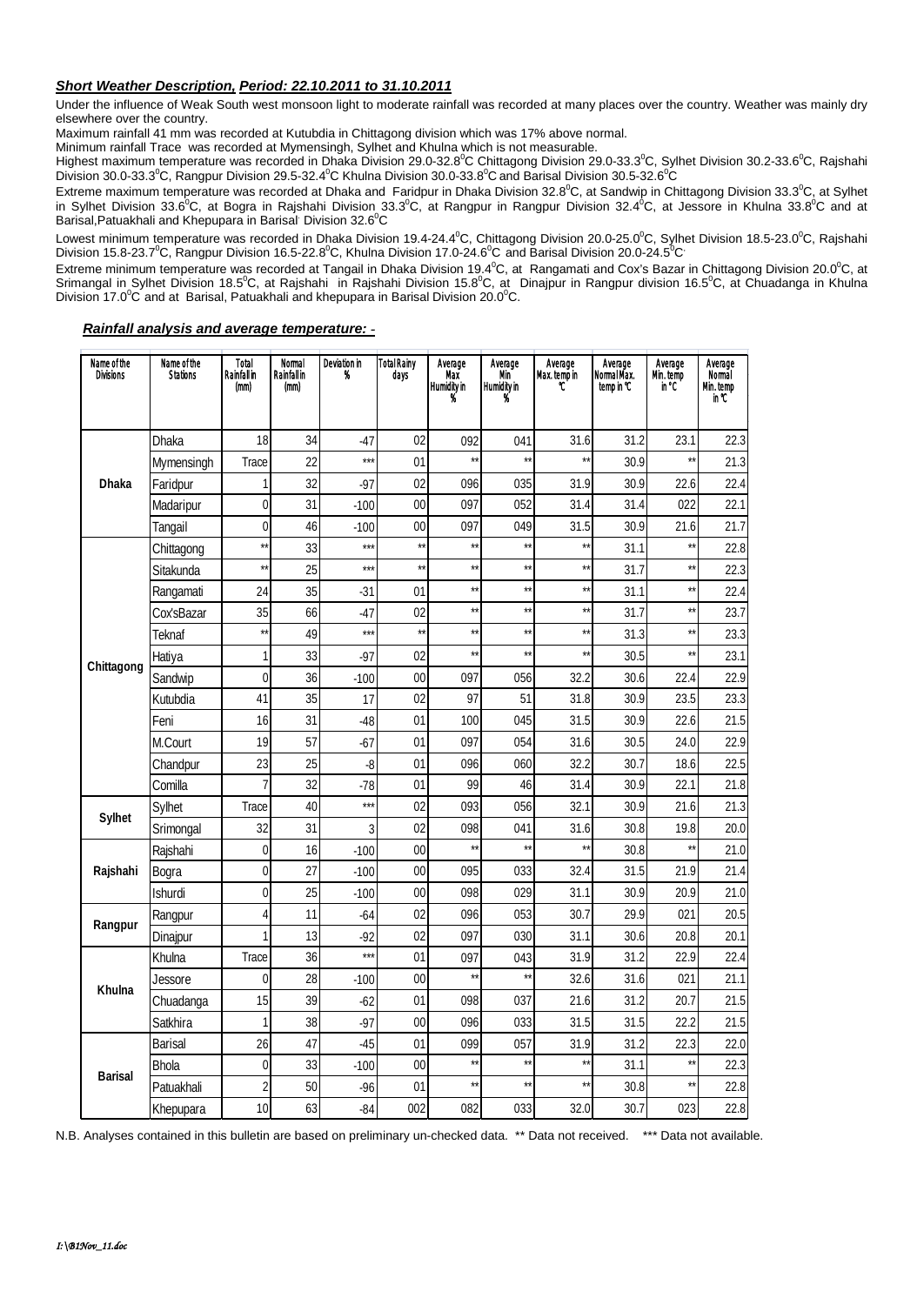### ***Short Weather Description, Period: 22.10.2011 to 31.10.2011***

Under the influence of Weak South west monsoon light to moderate rainfall was recorded at many places over the country. Weather was mainly dry elsewhere over the country.

Maximum rainfall 41 mm was recorded at Kutubdia in Chittagong division which was 17% above normal.

Minimum rainfall Trace was recorded at Mymensingh, Sylhet and Khulna which is not measurable.

Highest maximum temperature was recorded in Dhaka Division 29.0-32.8$^{0}$C Chittagong Division 29.0-33.3$^{0}$C, Sylhet Division 30.2-33.6$^{0}$C, Rajshahi Division 30.0-33.3$^{0}$C, Rangpur Division 29.5-32.4$^{0}$C Khulna Division 30.0-33.8$^{0}$C and Barisal Division 30.5-32.6$^{0}$C

Extreme maximum temperature was recorded at Dhaka and Faridpur in Dhaka Division 32.8$^{0}$C, at Sandwip in Chittagong Division 33.3$^{0}$C, at Sylhet in Sylhet Division 33.6$^{0}$C, at Bogra in Rajshahi Division 33.3$^{0}$C, at Rangpur in Rangpur Division 32.4$^{0}$C, at Jessore in Khulna 33.8$^{0}$C and at Barisal,Patuakhali and Khepupara in Barisal Division 32.6$^{0}$C

Lowest minimum temperature was recorded in Dhaka Division 19.4-24.4$^{0}$C, Chittagong Division 20.0-25.0$^{0}$C, Sylhet Division 18.5-23.0$^{0}$C, Rajshahi Division 15.8-23.7$^{0}$C, Rangpur Division 16.5-22.8$^{0}$C, Khulna Division 17.0-24.6$^{0}$C and Barisal Division 20.0-24.5$^{0}$C.

Extreme minimum temperature was recorded at Tangail in Dhaka Division 19.4$^{0}$C, at Rangamati and Cox's Bazar in Chittagong Division 20.0$^{0}$C, at Srimangal in Sylhet Division 18.5$^{0}$C, at Rajshahi in Rajshahi Division 15.8$^{0}$C, at Dinajpur in Rangpur division 16.5$^{0}$C, at Chuadanga in Khulna Division 17.0$^{0}$C and at Barisal, Patuakhali and khepupara in Barisal Division 20.0$^{0}$C.

#### ***Rainfall analysis and average temperature: -***

| Name of the Divisions | Name of the Stations | Total Rainfall in (mm) | Normal Rainfall in (mm) | Deviation in % | Total Rainy days | Average Max Humidity in % | Average Min Humidity in % | Average Max. temp in ℃ | Average Normal Max. temp in ℃ | Average Min. temp in °C | Average Normal Min. temp in ℃ |
|---|---|---|---|---|---|---|---|---|---|---|---|
| Dhaka | Dhaka | 18 | 34 | -47 | 02 | 092 | 041 | 31.6 | 31.2 | 23.1 | 22.3 |
| | Mymensingh | Trace | 22 | *** | 01 | ** | ** | ** | 30.9 | ** | 21.3 |
| | Faridpur | 1 | 32 | -97 | 02 | 096 | 035 | 31.9 | 30.9 | 22.6 | 22.4 |
| | Madaripur | 0 | 31 | -100 | 00 | 097 | 052 | 31.4 | 31.4 | 022 | 22.1 |
| | Tangail | 0 | 46 | -100 | 00 | 097 | 049 | 31.5 | 30.9 | 21.6 | 21.7 |
| Chittagong | Chittagong | ** | 33 | *** | ** | ** | ** | ** | 31.1 | ** | 22.8 |
| | Sitakunda | ** | 25 | *** | ** | ** | ** | ** | 31.7 | ** | 22.3 |
| | Rangamati | 24 | 35 | -31 | 01 | ** | ** | ** | 31.1 | ** | 22.4 |
| | Cox'sBazar | 35 | 66 | -47 | 02 | ** | ** | ** | 31.7 | ** | 23.7 |
| | Teknaf | ** | 49 | *** | ** | ** | ** | ** | 31.3 | ** | 23.3 |
| | Hatiya | 1 | 33 | -97 | 02 | ** | ** | ** | 30.5 | ** | 23.1 |
| | Sandwip | 0 | 36 | -100 | 00 | 097 | 056 | 32.2 | 30.6 | 22.4 | 22.9 |
| | Kutubdia | 41 | 35 | 17 | 02 | 97 | 51 | 31.8 | 30.9 | 23.5 | 23.3 |
| | Feni | 16 | 31 | -48 | 01 | 100 | 045 | 31.5 | 30.9 | 22.6 | 21.5 |
| | M.Court | 19 | 57 | -67 | 01 | 097 | 054 | 31.6 | 30.5 | 24.0 | 22.9 |
| | Chandpur | 23 | 25 | -8 | 01 | 096 | 060 | 32.2 | 30.7 | 18.6 | 22.5 |
| | Comilla | 7 | 32 | -78 | 01 | 99 | 46 | 31.4 | 30.9 | 22.1 | 21.8 |
| Sylhet | Sylhet | Trace | 40 | *** | 02 | 093 | 056 | 32.1 | 30.9 | 21.6 | 21.3 |
| | Srimongal | 32 | 31 | 3 | 02 | 098 | 041 | 31.6 | 30.8 | 19.8 | 20.0 |
| Rajshahi | Rajshahi | 0 | 16 | -100 | 00 | ** | ** | ** | 30.8 | ** | 21.0 |
| | Bogra | 0 | 27 | -100 | 00 | 095 | 033 | 32.4 | 31.5 | 21.9 | 21.4 |
| | Ishurdi | 0 | 25 | -100 | 00 | 098 | 029 | 31.1 | 30.9 | 20.9 | 21.0 |
| Rangpur | Rangpur | 4 | 11 | -64 | 02 | 096 | 053 | 30.7 | 29.9 | 021 | 20.5 |
| | Dinajpur | 1 | 13 | -92 | 02 | 097 | 030 | 31.1 | 30.6 | 20.8 | 20.1 |
| Khulna | Khulna | Trace | 36 | *** | 01 | 097 | 043 | 31.9 | 31.2 | 22.9 | 22.4 |
| | Jessore | 0 | 28 | -100 | 00 | ** | ** | 32.6 | 31.6 | 021 | 21.1 |
| | Chuadanga | 15 | 39 | -62 | 01 | 098 | 037 | 21.6 | 31.2 | 20.7 | 21.5 |
| | Satkhira | 1 | 38 | -97 | 00 | 096 | 033 | 31.5 | 31.5 | 22.2 | 21.5 |
| Barisal | Barisal | 26 | 47 | -45 | 01 | 099 | 057 | 31.9 | 31.2 | 22.3 | 22.0 |
| | Bhola | 0 | 33 | -100 | 00 | ** | ** | ** | 31.1 | ** | 22.3 |
| | Patuakhali | 2 | 50 | -96 | 01 | ** | ** | ** | 30.8 | ** | 22.8 |
| | Khepupara | 10 | 63 | -84 | 002 | 082 | 033 | 32.0 | 30.7 | 023 | 22.8 |

N.B. Analyses contained in this bulletin are based on preliminary un-checked data. ** Data not received. *** Data not available.

*I:\B1Nov_11.doc*